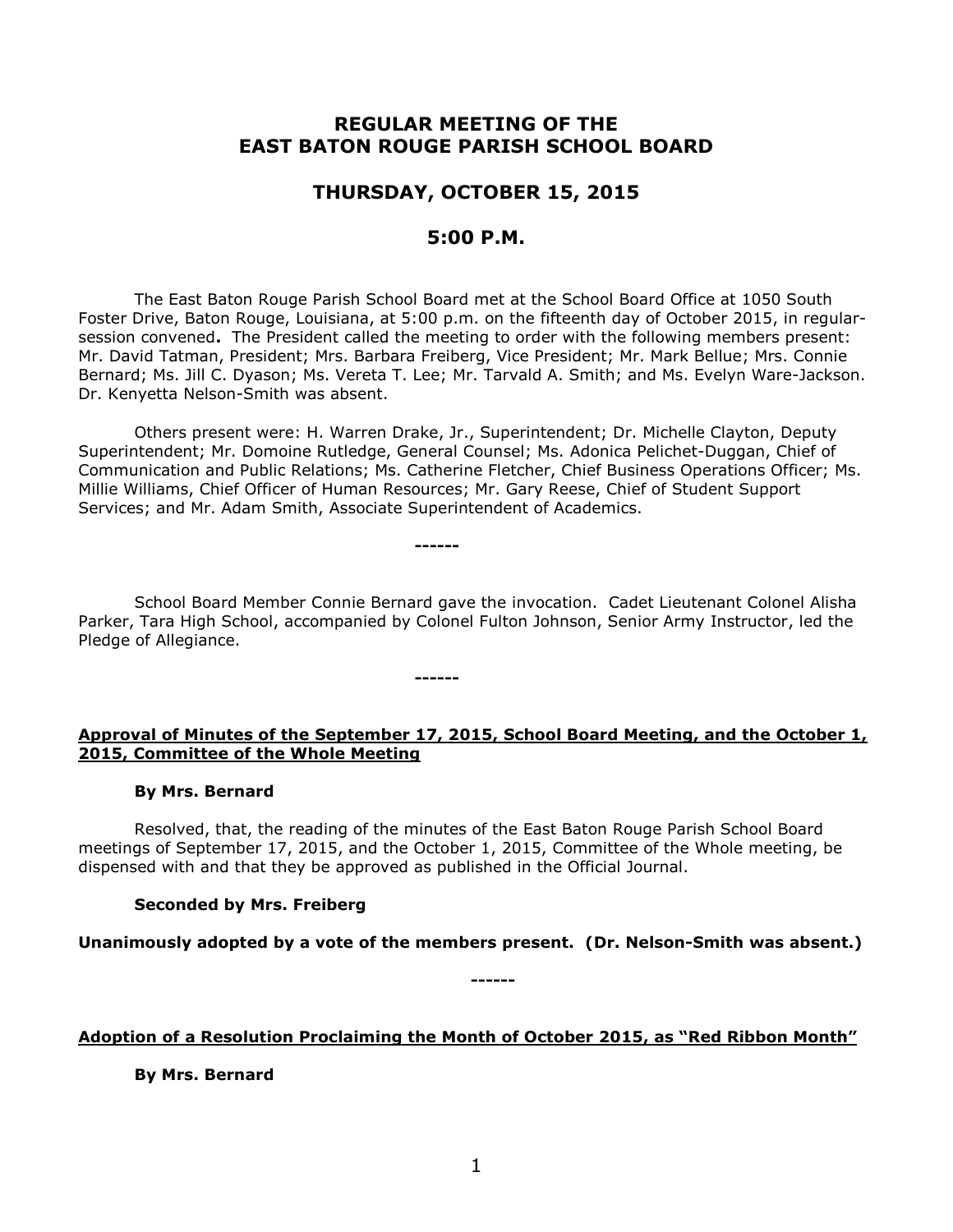# REGULAR MEETING OF THE EAST BATON ROUGE PARISH SCHOOL BOARD

## THURSDAY, OCTOBER 15, 2015

## 5:00 P.M.

The East Baton Rouge Parish School Board met at the School Board Office at 1050 South Foster Drive, Baton Rouge, Louisiana, at 5:00 p.m. on the fifteenth day of October 2015, in regular-session convened**.** The President called the meeting to order with the following members present: Mr. David Tatman, President; Mrs. Barbara Freiberg, Vice President; Mr. Mark Bellue; Mrs. Connie Bernard; Ms. Jill C. Dyason; Ms. Vereta T. Lee; Mr. Tarvald A. Smith; and Ms. Evelyn Ware-Jackson. Dr. Kenyetta Nelson-Smith was absent.

Others present were: H. Warren Drake, Jr., Superintendent; Dr. Michelle Clayton, Deputy Superintendent; Mr. Domoine Rutledge, General Counsel; Ms. Adonica Pelichet-Duggan, Chief of Communication and Public Relations; Ms. Catherine Fletcher, Chief Business Operations Officer; Ms. Millie Williams, Chief Officer of Human Resources; Mr. Gary Reese, Chief of Student Support Services; and Mr. Adam Smith, Associate Superintendent of Academics.

------

School Board Member Connie Bernard gave the invocation. Cadet Lieutenant Colonel Alisha Parker, Tara High School, accompanied by Colonel Fulton Johnson, Senior Army Instructor, led the Pledge of Allegiance.

------

**Approval of Minutes of the September 17, 2015, School Board Meeting, and the October 1, 2015, Committee of the Whole Meeting**

**By Mrs. Bernard**

Resolved, that, the reading of the minutes of the East Baton Rouge Parish School Board meetings of September 17, 2015, and the October 1, 2015, Committee of the Whole meeting, be dispensed with and that they be approved as published in the Official Journal.

**Seconded by Mrs. Freiberg**

**Unanimously adopted by a vote of the members present. (Dr. Nelson-Smith was absent.)**

------

**Adoption of a Resolution Proclaiming the Month of October 2015, as "Red Ribbon Month"**

**By Mrs. Bernard**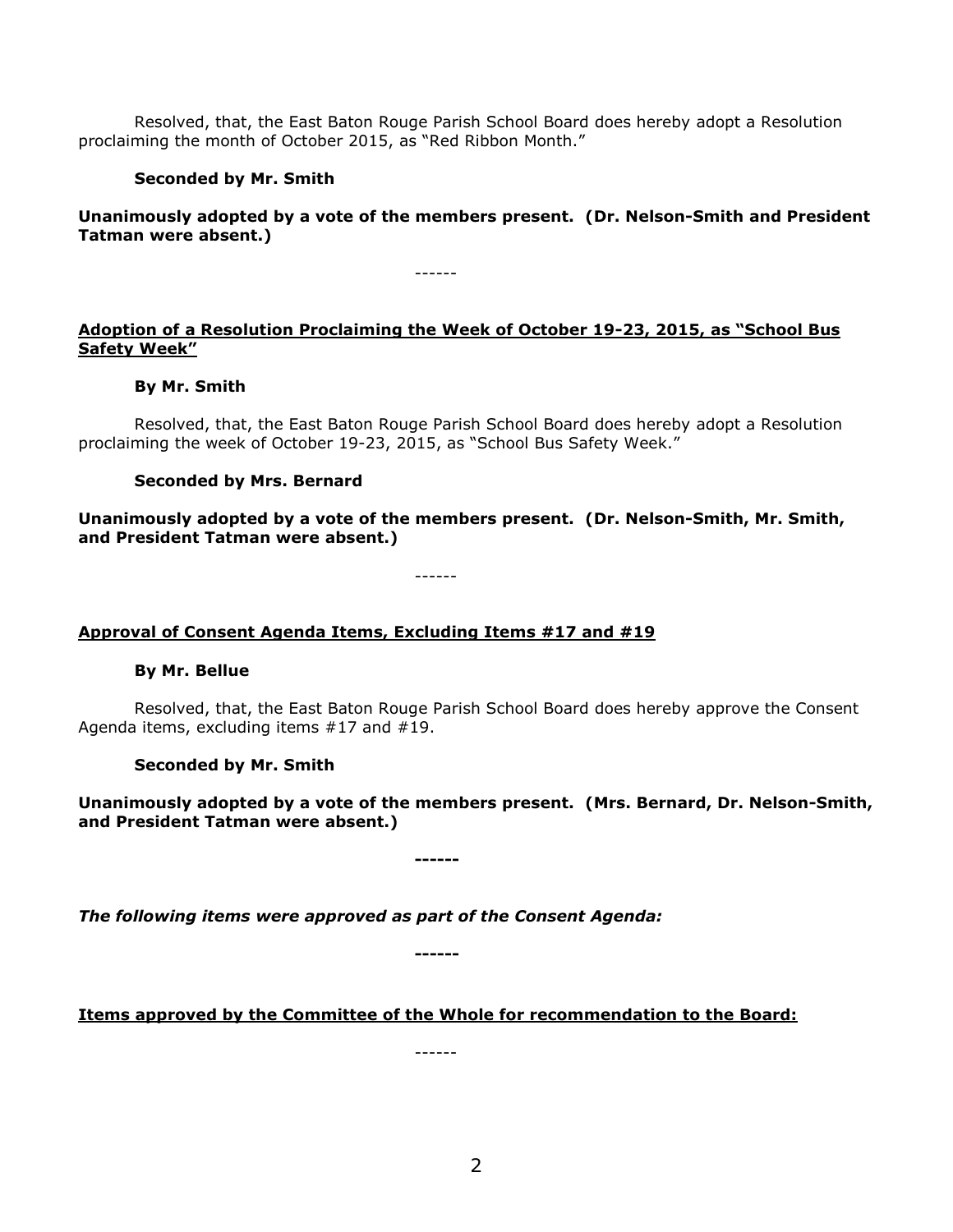Resolved, that, the East Baton Rouge Parish School Board does hereby adopt a Resolution proclaiming the month of October 2015, as "Red Ribbon Month."

**Seconded by Mr. Smith**

**Unanimously adopted by a vote of the members present. (Dr. Nelson-Smith and President Tatman were absent.)**

------

**Adoption of a Resolution Proclaiming the Week of October 19-23, 2015, as "School Bus Safety Week"**

**By Mr. Smith**

Resolved, that, the East Baton Rouge Parish School Board does hereby adopt a Resolution proclaiming the week of October 19-23, 2015, as "School Bus Safety Week."

**Seconded by Mrs. Bernard**

**Unanimously adopted by a vote of the members present. (Dr. Nelson-Smith, Mr. Smith, and President Tatman were absent.)**

------

**Approval of Consent Agenda Items, Excluding Items #17 and #19**

**By Mr. Bellue**

Resolved, that, the East Baton Rouge Parish School Board does hereby approve the Consent Agenda items, excluding items #17 and #19.

**Seconded by Mr. Smith**

**Unanimously adopted by a vote of the members present. (Mrs. Bernard, Dr. Nelson-Smith, and President Tatman were absent.)**

**------**

***The following items were approved as part of the Consent Agenda:***

**------**

**Items approved by the Committee of the Whole for recommendation to the Board:**

------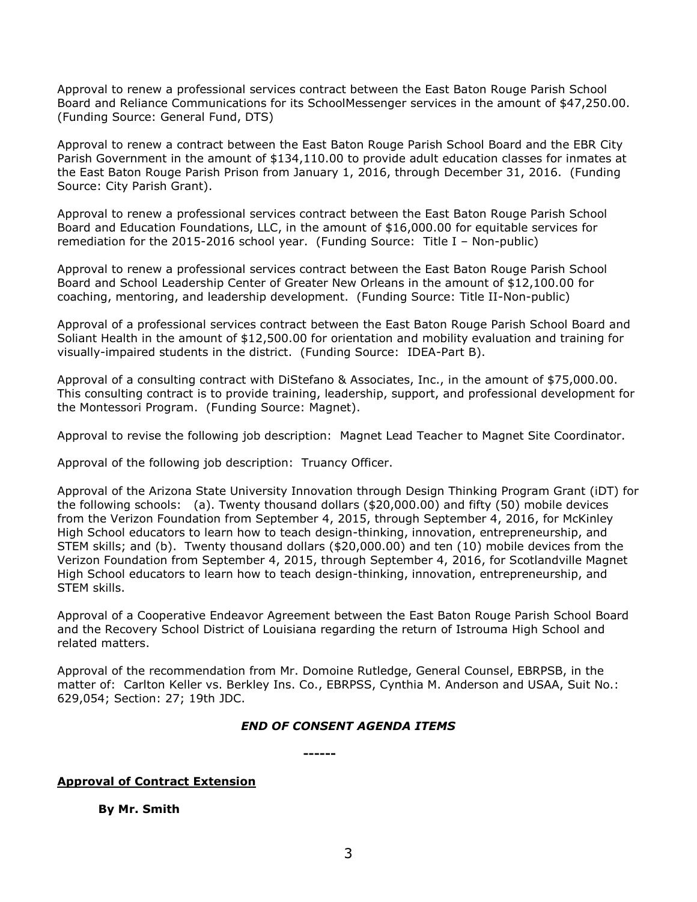Approval to renew a professional services contract between the East Baton Rouge Parish School Board and Reliance Communications for its SchoolMessenger services in the amount of $47,250.00. (Funding Source: General Fund, DTS)

Approval to renew a contract between the East Baton Rouge Parish School Board and the EBR City Parish Government in the amount of $134,110.00 to provide adult education classes for inmates at the East Baton Rouge Parish Prison from January 1, 2016, through December 31, 2016. (Funding Source: City Parish Grant).

Approval to renew a professional services contract between the East Baton Rouge Parish School Board and Education Foundations, LLC, in the amount of $16,000.00 for equitable services for remediation for the 2015-2016 school year. (Funding Source: Title I – Non-public)

Approval to renew a professional services contract between the East Baton Rouge Parish School Board and School Leadership Center of Greater New Orleans in the amount of $12,100.00 for coaching, mentoring, and leadership development. (Funding Source: Title II-Non-public)

Approval of a professional services contract between the East Baton Rouge Parish School Board and Soliant Health in the amount of $12,500.00 for orientation and mobility evaluation and training for visually-impaired students in the district. (Funding Source: IDEA-Part B).

Approval of a consulting contract with DiStefano & Associates, Inc., in the amount of $75,000.00. This consulting contract is to provide training, leadership, support, and professional development for the Montessori Program. (Funding Source: Magnet).

Approval to revise the following job description: Magnet Lead Teacher to Magnet Site Coordinator.

Approval of the following job description: Truancy Officer.

Approval of the Arizona State University Innovation through Design Thinking Program Grant (iDT) for the following schools: (a). Twenty thousand dollars ($20,000.00) and fifty (50) mobile devices from the Verizon Foundation from September 4, 2015, through September 4, 2016, for McKinley High School educators to learn how to teach design-thinking, innovation, entrepreneurship, and STEM skills; and (b). Twenty thousand dollars ($20,000.00) and ten (10) mobile devices from the Verizon Foundation from September 4, 2015, through September 4, 2016, for Scotlandville Magnet High School educators to learn how to teach design-thinking, innovation, entrepreneurship, and STEM skills.

Approval of a Cooperative Endeavor Agreement between the East Baton Rouge Parish School Board and the Recovery School District of Louisiana regarding the return of Istrouma High School and related matters.

Approval of the recommendation from Mr. Domoine Rutledge, General Counsel, EBRPSB, in the matter of: Carlton Keller vs. Berkley Ins. Co., EBRPSS, Cynthia M. Anderson and USAA, Suit No.: 629,054; Section: 27; 19th JDC.

***END OF CONSENT AGENDA ITEMS***

**------**

**Approval of Contract Extension**

**By Mr. Smith**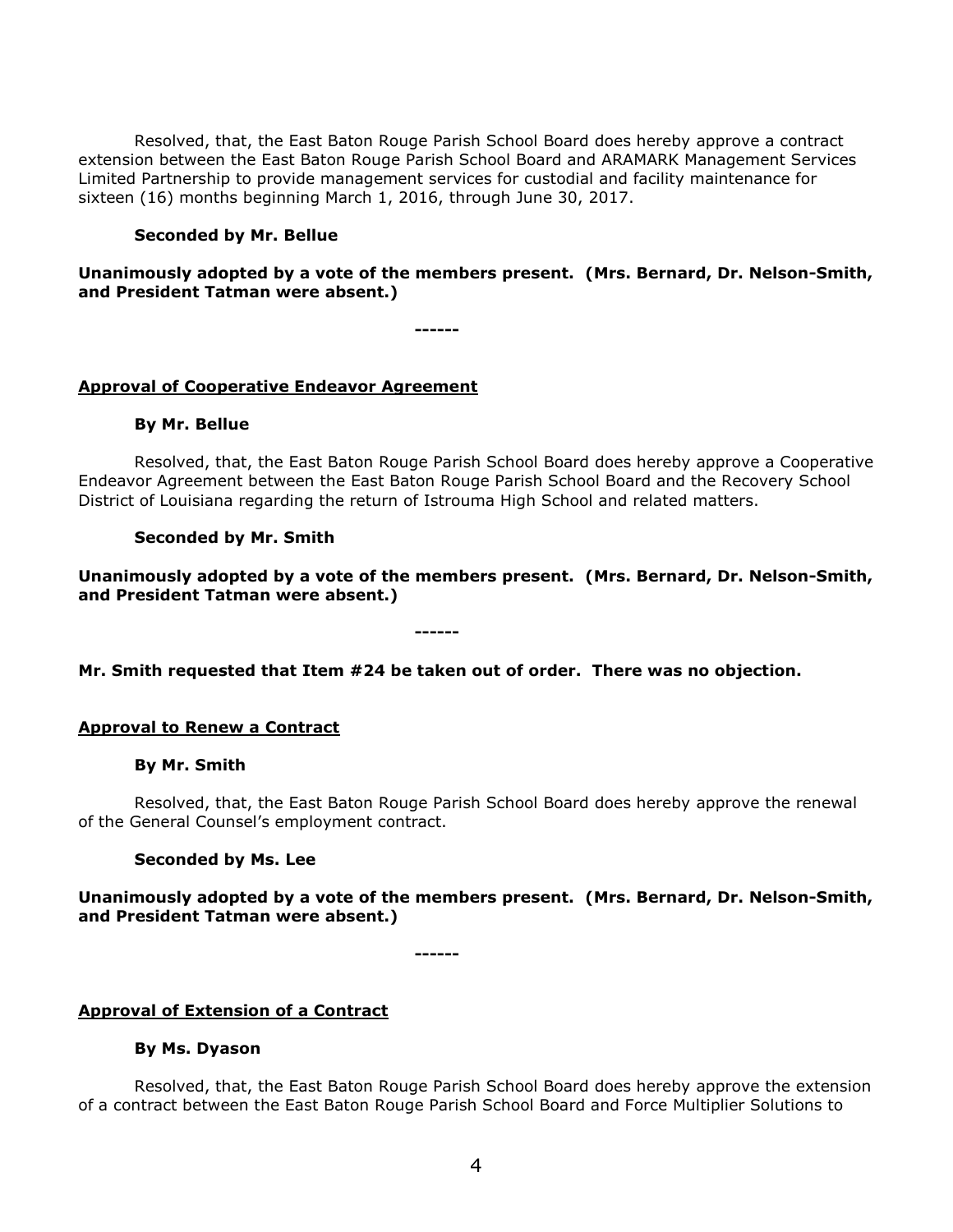Resolved, that, the East Baton Rouge Parish School Board does hereby approve a contract extension between the East Baton Rouge Parish School Board and ARAMARK Management Services Limited Partnership to provide management services for custodial and facility maintenance for sixteen (16) months beginning March 1, 2016, through June 30, 2017.

**Seconded by Mr. Bellue**

**Unanimously adopted by a vote of the members present. (Mrs. Bernard, Dr. Nelson-Smith, and President Tatman were absent.)**

**------**

**<u>Approval of Cooperative Endeavor Agreement</u>**

**By Mr. Bellue**

Resolved, that, the East Baton Rouge Parish School Board does hereby approve a Cooperative Endeavor Agreement between the East Baton Rouge Parish School Board and the Recovery School District of Louisiana regarding the return of Istrouma High School and related matters.

**Seconded by Mr. Smith**

**Unanimously adopted by a vote of the members present. (Mrs. Bernard, Dr. Nelson-Smith, and President Tatman were absent.)**

**------**

**Mr. Smith requested that Item #24 be taken out of order. There was no objection.**

**<u>Approval to Renew a Contract</u>**

**By Mr. Smith**

Resolved, that, the East Baton Rouge Parish School Board does hereby approve the renewal of the General Counsel's employment contract.

**Seconded by Ms. Lee**

**Unanimously adopted by a vote of the members present. (Mrs. Bernard, Dr. Nelson-Smith, and President Tatman were absent.)**

**------**

**<u>Approval of Extension of a Contract</u>**

**By Ms. Dyason**

Resolved, that, the East Baton Rouge Parish School Board does hereby approve the extension of a contract between the East Baton Rouge Parish School Board and Force Multiplier Solutions to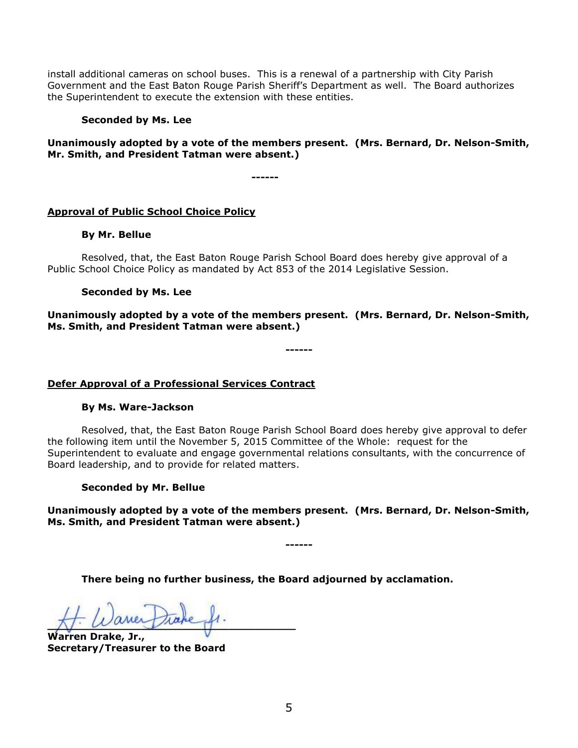install additional cameras on school buses. This is a renewal of a partnership with City Parish Government and the East Baton Rouge Parish Sheriff's Department as well. The Board authorizes the Superintendent to execute the extension with these entities.

**Seconded by Ms. Lee**

**Unanimously adopted by a vote of the members present. (Mrs. Bernard, Dr. Nelson-Smith, Mr. Smith, and President Tatman were absent.)**

------

**Approval of Public School Choice Policy**

**By Mr. Bellue**

Resolved, that, the East Baton Rouge Parish School Board does hereby give approval of a Public School Choice Policy as mandated by Act 853 of the 2014 Legislative Session.

**Seconded by Ms. Lee**

**Unanimously adopted by a vote of the members present. (Mrs. Bernard, Dr. Nelson-Smith, Ms. Smith, and President Tatman were absent.)**

------

**Defer Approval of a Professional Services Contract**

**By Ms. Ware-Jackson**

Resolved, that, the East Baton Rouge Parish School Board does hereby give approval to defer the following item until the November 5, 2015 Committee of the Whole: request for the Superintendent to evaluate and engage governmental relations consultants, with the concurrence of Board leadership, and to provide for related matters.

**Seconded by Mr. Bellue**

**Unanimously adopted by a vote of the members present. (Mrs. Bernard, Dr. Nelson-Smith, Ms. Smith, and President Tatman were absent.)**

------

**There being no further business, the Board adjourned by acclamation.**

**Warren Drake, Jr.,**
**Secretary/Treasurer to the Board**